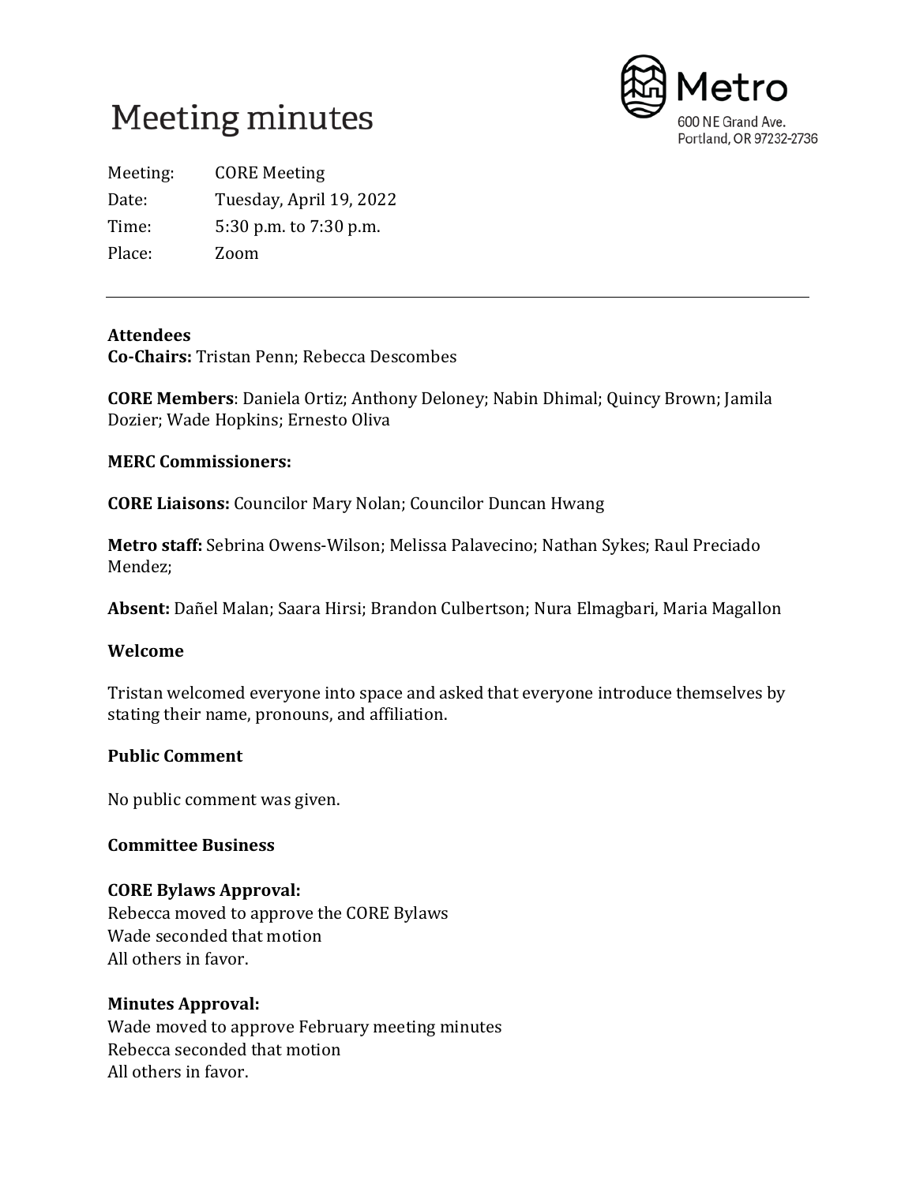# Meeting minutes

Metro
600 NE Grand Ave.
Portland, OR 97232-2736

Meeting: CORE Meeting
Date: Tuesday, April 19, 2022
Time: 5:30 p.m. to 7:30 p.m.
Place: Zoom

---

**Attendees**
**Co-Chairs:** Tristan Penn; Rebecca Descombes

**CORE Members**: Daniela Ortiz; Anthony Deloney; Nabin Dhimal; Quincy Brown; Jamila Dozier; Wade Hopkins; Ernesto Oliva

**MERC Commissioners:**

**CORE Liaisons:** Councilor Mary Nolan; Councilor Duncan Hwang

**Metro staff:** Sebrina Owens-Wilson; Melissa Palavecino; Nathan Sykes; Raul Preciado Mendez;

**Absent:** Dañel Malan; Saara Hirsi; Brandon Culbertson; Nura Elmagbari, Maria Magallon

**Welcome**

Tristan welcomed everyone into space and asked that everyone introduce themselves by stating their name, pronouns, and affiliation.

**Public Comment**

No public comment was given.

**Committee Business**

**CORE Bylaws Approval:**
Rebecca moved to approve the CORE Bylaws
Wade seconded that motion
All others in favor.

**Minutes Approval:**
Wade moved to approve February meeting minutes
Rebecca seconded that motion
All others in favor.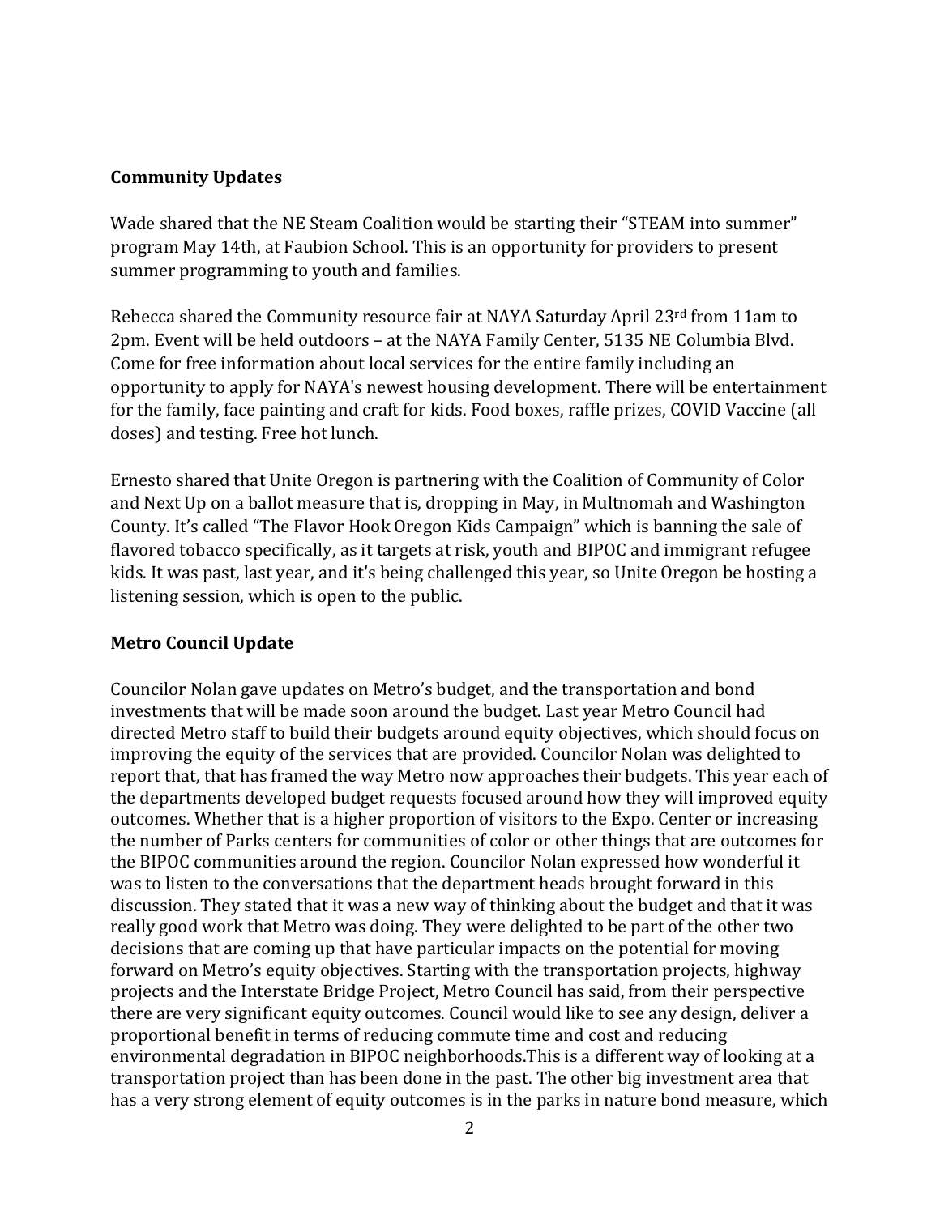## Community Updates

Wade shared that the NE Steam Coalition would be starting their "STEAM into summer" program May 14th, at Faubion School. This is an opportunity for providers to present summer programming to youth and families.

Rebecca shared the Community resource fair at NAYA Saturday April 23rd from 11am to 2pm. Event will be held outdoors – at the NAYA Family Center, 5135 NE Columbia Blvd. Come for free information about local services for the entire family including an opportunity to apply for NAYA's newest housing development. There will be entertainment for the family, face painting and craft for kids. Food boxes, raffle prizes, COVID Vaccine (all doses) and testing. Free hot lunch.

Ernesto shared that Unite Oregon is partnering with the Coalition of Community of Color and Next Up on a ballot measure that is, dropping in May, in Multnomah and Washington County. It's called "The Flavor Hook Oregon Kids Campaign" which is banning the sale of flavored tobacco specifically, as it targets at risk, youth and BIPOC and immigrant refugee kids. It was past, last year, and it's being challenged this year, so Unite Oregon be hosting a listening session, which is open to the public.

## Metro Council Update

Councilor Nolan gave updates on Metro's budget, and the transportation and bond investments that will be made soon around the budget. Last year Metro Council had directed Metro staff to build their budgets around equity objectives, which should focus on improving the equity of the services that are provided. Councilor Nolan was delighted to report that, that has framed the way Metro now approaches their budgets. This year each of the departments developed budget requests focused around how they will improved equity outcomes. Whether that is a higher proportion of visitors to the Expo. Center or increasing the number of Parks centers for communities of color or other things that are outcomes for the BIPOC communities around the region. Councilor Nolan expressed how wonderful it was to listen to the conversations that the department heads brought forward in this discussion. They stated that it was a new way of thinking about the budget and that it was really good work that Metro was doing. They were delighted to be part of the other two decisions that are coming up that have particular impacts on the potential for moving forward on Metro's equity objectives. Starting with the transportation projects, highway projects and the Interstate Bridge Project, Metro Council has said, from their perspective there are very significant equity outcomes. Council would like to see any design, deliver a proportional benefit in terms of reducing commute time and cost and reducing environmental degradation in BIPOC neighborhoods.This is a different way of looking at a transportation project than has been done in the past. The other big investment area that has a very strong element of equity outcomes is in the parks in nature bond measure, which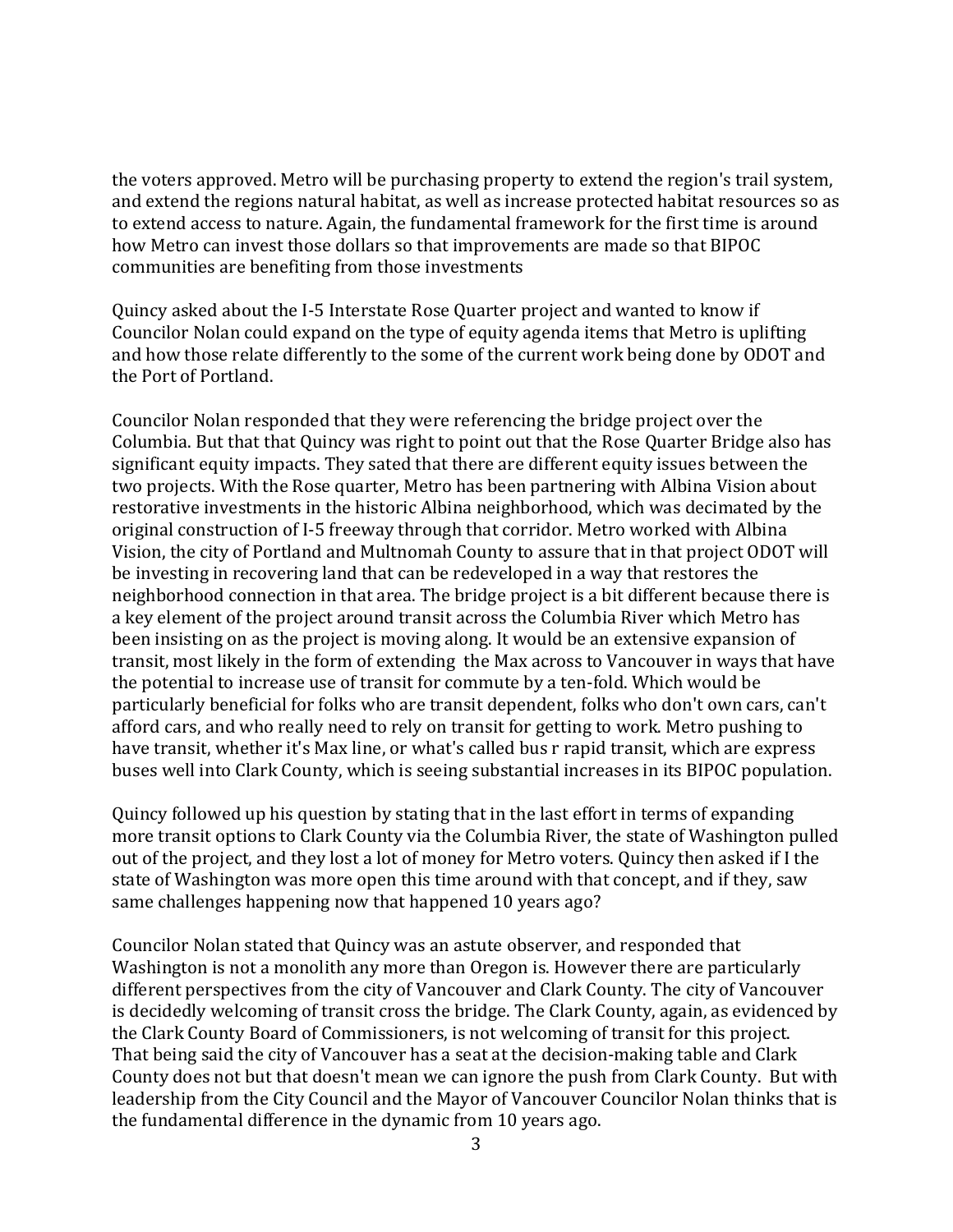the voters approved. Metro will be purchasing property to extend the region's trail system, and extend the regions natural habitat, as well as increase protected habitat resources so as to extend access to nature. Again, the fundamental framework for the first time is around how Metro can invest those dollars so that improvements are made so that BIPOC communities are benefiting from those investments

Quincy asked about the I-5 Interstate Rose Quarter project and wanted to know if Councilor Nolan could expand on the type of equity agenda items that Metro is uplifting and how those relate differently to the some of the current work being done by ODOT and the Port of Portland.

Councilor Nolan responded that they were referencing the bridge project over the Columbia. But that that Quincy was right to point out that the Rose Quarter Bridge also has significant equity impacts. They sated that there are different equity issues between the two projects. With the Rose quarter, Metro has been partnering with Albina Vision about restorative investments in the historic Albina neighborhood, which was decimated by the original construction of I-5 freeway through that corridor. Metro worked with Albina Vision, the city of Portland and Multnomah County to assure that in that project ODOT will be investing in recovering land that can be redeveloped in a way that restores the neighborhood connection in that area. The bridge project is a bit different because there is a key element of the project around transit across the Columbia River which Metro has been insisting on as the project is moving along. It would be an extensive expansion of transit, most likely in the form of extending the Max across to Vancouver in ways that have the potential to increase use of transit for commute by a ten-fold. Which would be particularly beneficial for folks who are transit dependent, folks who don't own cars, can't afford cars, and who really need to rely on transit for getting to work. Metro pushing to have transit, whether it's Max line, or what's called bus r rapid transit, which are express buses well into Clark County, which is seeing substantial increases in its BIPOC population.

Quincy followed up his question by stating that in the last effort in terms of expanding more transit options to Clark County via the Columbia River, the state of Washington pulled out of the project, and they lost a lot of money for Metro voters. Quincy then asked if I the state of Washington was more open this time around with that concept, and if they, saw same challenges happening now that happened 10 years ago?

Councilor Nolan stated that Quincy was an astute observer, and responded that Washington is not a monolith any more than Oregon is. However there are particularly different perspectives from the city of Vancouver and Clark County. The city of Vancouver is decidedly welcoming of transit cross the bridge. The Clark County, again, as evidenced by the Clark County Board of Commissioners, is not welcoming of transit for this project. That being said the city of Vancouver has a seat at the decision-making table and Clark County does not but that doesn't mean we can ignore the push from Clark County. But with leadership from the City Council and the Mayor of Vancouver Councilor Nolan thinks that is the fundamental difference in the dynamic from 10 years ago.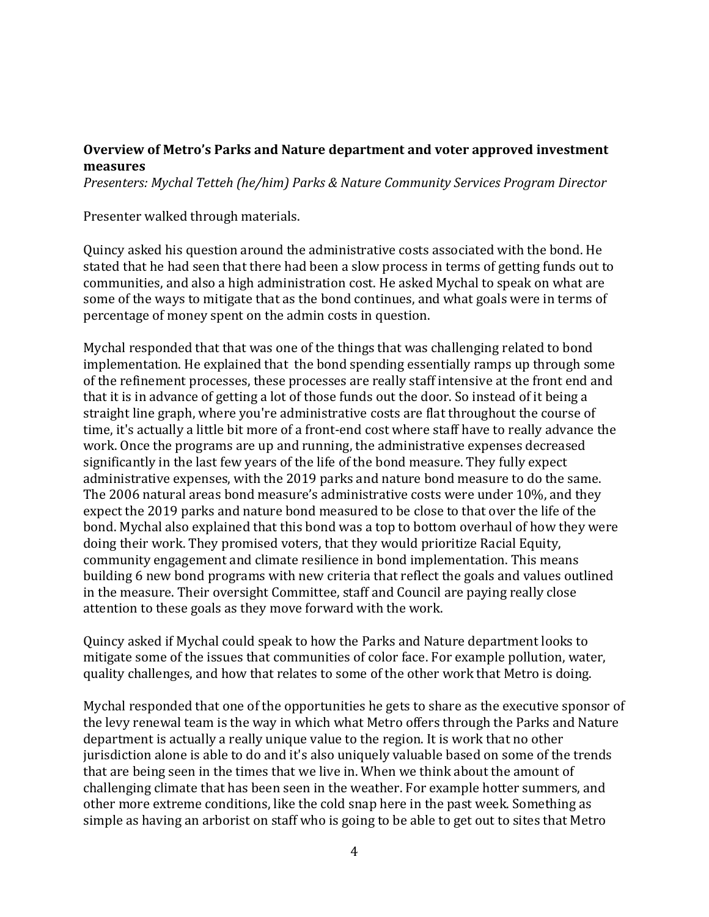**Overview of Metro's Parks and Nature department and voter approved investment measures**

*Presenters: Mychal Tetteh (he/him) Parks & Nature Community Services Program Director*

Presenter walked through materials.

Quincy asked his question around the administrative costs associated with the bond. He stated that he had seen that there had been a slow process in terms of getting funds out to communities, and also a high administration cost. He asked Mychal to speak on what are some of the ways to mitigate that as the bond continues, and what goals were in terms of percentage of money spent on the admin costs in question.

Mychal responded that that was one of the things that was challenging related to bond implementation. He explained that the bond spending essentially ramps up through some of the refinement processes, these processes are really staff intensive at the front end and that it is in advance of getting a lot of those funds out the door. So instead of it being a straight line graph, where you're administrative costs are flat throughout the course of time, it's actually a little bit more of a front-end cost where staff have to really advance the work. Once the programs are up and running, the administrative expenses decreased significantly in the last few years of the life of the bond measure. They fully expect administrative expenses, with the 2019 parks and nature bond measure to do the same. The 2006 natural areas bond measure's administrative costs were under 10%, and they expect the 2019 parks and nature bond measured to be close to that over the life of the bond. Mychal also explained that this bond was a top to bottom overhaul of how they were doing their work. They promised voters, that they would prioritize Racial Equity, community engagement and climate resilience in bond implementation. This means building 6 new bond programs with new criteria that reflect the goals and values outlined in the measure. Their oversight Committee, staff and Council are paying really close attention to these goals as they move forward with the work.

Quincy asked if Mychal could speak to how the Parks and Nature department looks to mitigate some of the issues that communities of color face. For example pollution, water, quality challenges, and how that relates to some of the other work that Metro is doing.

Mychal responded that one of the opportunities he gets to share as the executive sponsor of the levy renewal team is the way in which what Metro offers through the Parks and Nature department is actually a really unique value to the region. It is work that no other jurisdiction alone is able to do and it's also uniquely valuable based on some of the trends that are being seen in the times that we live in. When we think about the amount of challenging climate that has been seen in the weather. For example hotter summers, and other more extreme conditions, like the cold snap here in the past week. Something as simple as having an arborist on staff who is going to be able to get out to sites that Metro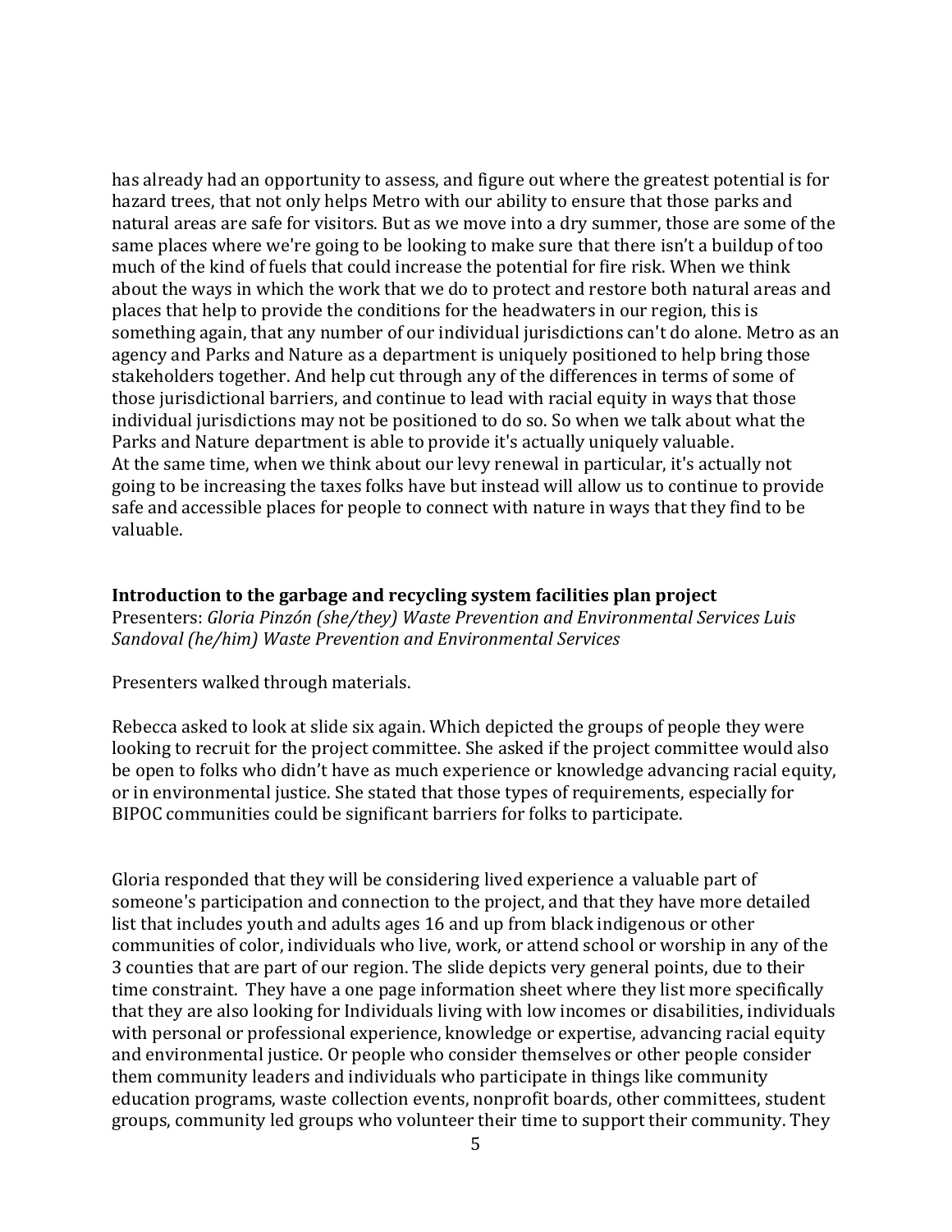has already had an opportunity to assess, and figure out where the greatest potential is for hazard trees, that not only helps Metro with our ability to ensure that those parks and natural areas are safe for visitors. But as we move into a dry summer, those are some of the same places where we're going to be looking to make sure that there isn't a buildup of too much of the kind of fuels that could increase the potential for fire risk. When we think about the ways in which the work that we do to protect and restore both natural areas and places that help to provide the conditions for the headwaters in our region, this is something again, that any number of our individual jurisdictions can't do alone. Metro as an agency and Parks and Nature as a department is uniquely positioned to help bring those stakeholders together. And help cut through any of the differences in terms of some of those jurisdictional barriers, and continue to lead with racial equity in ways that those individual jurisdictions may not be positioned to do so. So when we talk about what the Parks and Nature department is able to provide it's actually uniquely valuable.
At the same time, when we think about our levy renewal in particular, it's actually not going to be increasing the taxes folks have but instead will allow us to continue to provide safe and accessible places for people to connect with nature in ways that they find to be valuable.

**Introduction to the garbage and recycling system facilities plan project**
Presenters: *Gloria Pinzón (she/they) Waste Prevention and Environmental Services Luis Sandoval (he/him) Waste Prevention and Environmental Services*

Presenters walked through materials.

Rebecca asked to look at slide six again. Which depicted the groups of people they were looking to recruit for the project committee. She asked if the project committee would also be open to folks who didn't have as much experience or knowledge advancing racial equity, or in environmental justice. She stated that those types of requirements, especially for BIPOC communities could be significant barriers for folks to participate.

Gloria responded that they will be considering lived experience a valuable part of someone's participation and connection to the project, and that they have more detailed list that includes youth and adults ages 16 and up from black indigenous or other communities of color, individuals who live, work, or attend school or worship in any of the 3 counties that are part of our region. The slide depicts very general points, due to their time constraint. They have a one page information sheet where they list more specifically that they are also looking for Individuals living with low incomes or disabilities, individuals with personal or professional experience, knowledge or expertise, advancing racial equity and environmental justice. Or people who consider themselves or other people consider them community leaders and individuals who participate in things like community education programs, waste collection events, nonprofit boards, other committees, student groups, community led groups who volunteer their time to support their community. They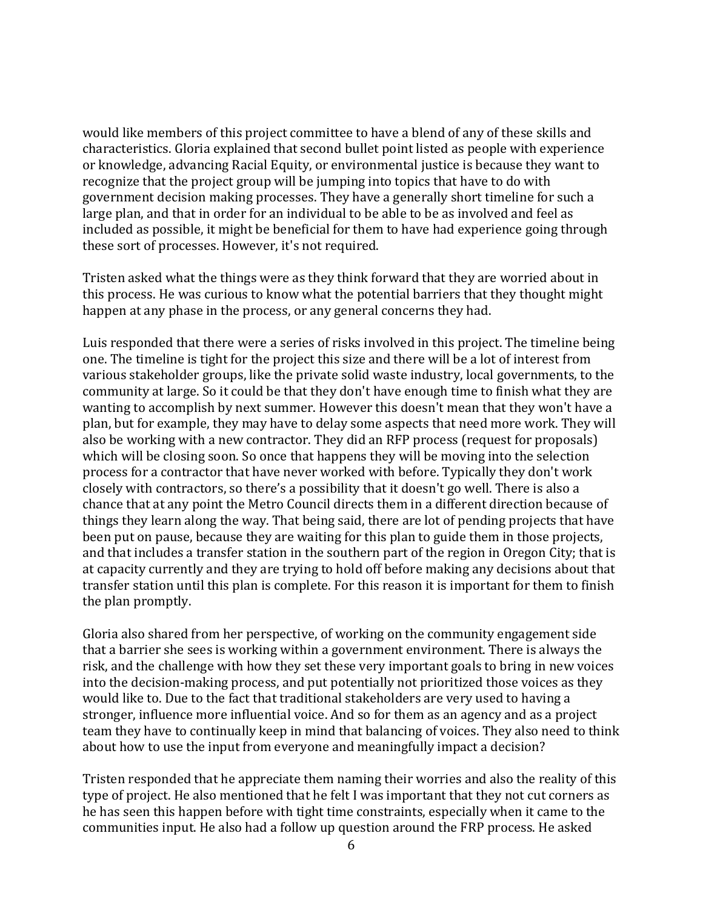would like members of this project committee to have a blend of any of these skills and characteristics. Gloria explained that second bullet point listed as people with experience or knowledge, advancing Racial Equity, or environmental justice is because they want to recognize that the project group will be jumping into topics that have to do with government decision making processes. They have a generally short timeline for such a large plan, and that in order for an individual to be able to be as involved and feel as included as possible, it might be beneficial for them to have had experience going through these sort of processes. However, it's not required.

Tristen asked what the things were as they think forward that they are worried about in this process. He was curious to know what the potential barriers that they thought might happen at any phase in the process, or any general concerns they had.

Luis responded that there were a series of risks involved in this project. The timeline being one. The timeline is tight for the project this size and there will be a lot of interest from various stakeholder groups, like the private solid waste industry, local governments, to the community at large. So it could be that they don't have enough time to finish what they are wanting to accomplish by next summer. However this doesn't mean that they won't have a plan, but for example, they may have to delay some aspects that need more work. They will also be working with a new contractor. They did an RFP process (request for proposals) which will be closing soon. So once that happens they will be moving into the selection process for a contractor that have never worked with before. Typically they don't work closely with contractors, so there's a possibility that it doesn't go well. There is also a chance that at any point the Metro Council directs them in a different direction because of things they learn along the way. That being said, there are lot of pending projects that have been put on pause, because they are waiting for this plan to guide them in those projects, and that includes a transfer station in the southern part of the region in Oregon City; that is at capacity currently and they are trying to hold off before making any decisions about that transfer station until this plan is complete. For this reason it is important for them to finish the plan promptly.

Gloria also shared from her perspective, of working on the community engagement side that a barrier she sees is working within a government environment. There is always the risk, and the challenge with how they set these very important goals to bring in new voices into the decision-making process, and put potentially not prioritized those voices as they would like to. Due to the fact that traditional stakeholders are very used to having a stronger, influence more influential voice. And so for them as an agency and as a project team they have to continually keep in mind that balancing of voices. They also need to think about how to use the input from everyone and meaningfully impact a decision?

Tristen responded that he appreciate them naming their worries and also the reality of this type of project. He also mentioned that he felt I was important that they not cut corners as he has seen this happen before with tight time constraints, especially when it came to the communities input. He also had a follow up question around the FRP process. He asked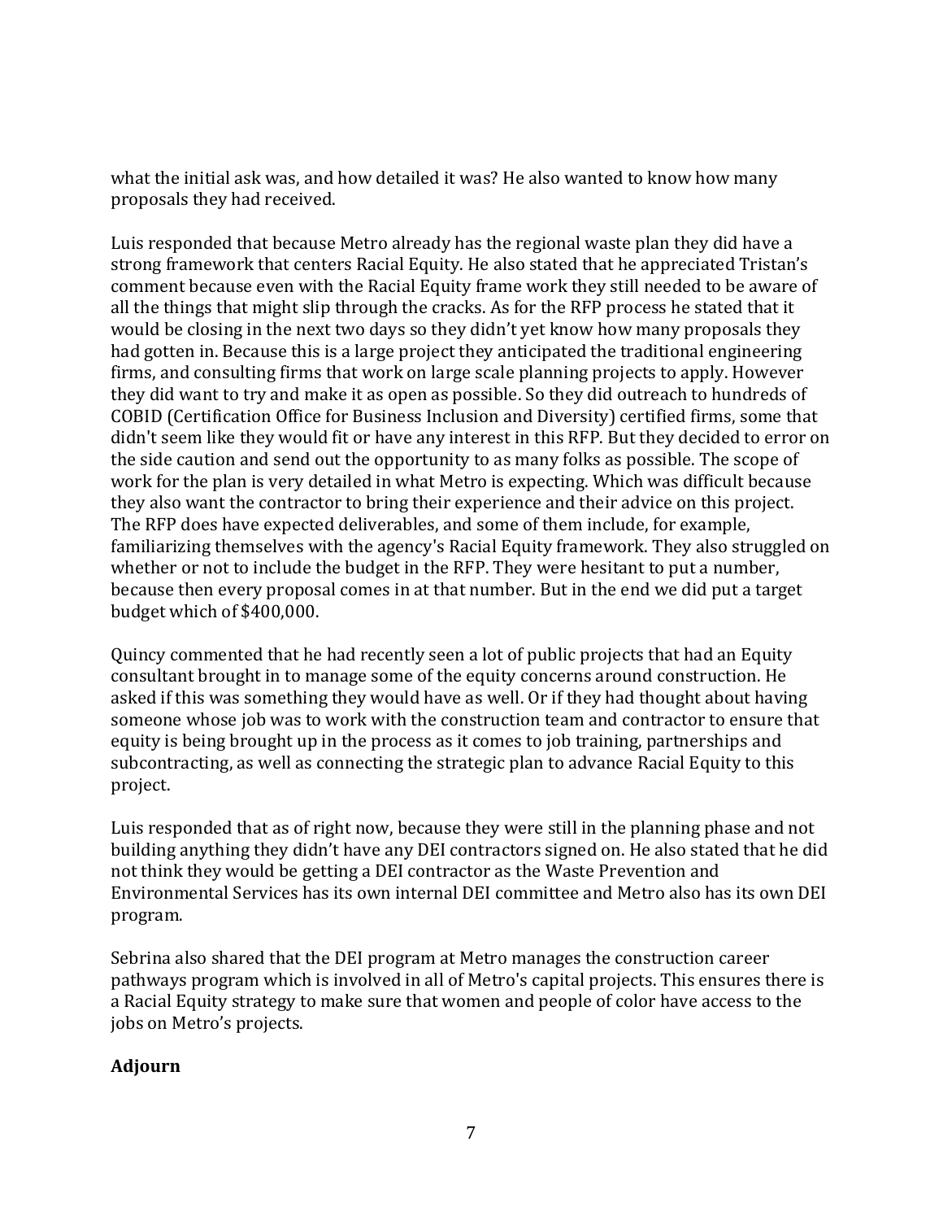what the initial ask was, and how detailed it was? He also wanted to know how many proposals they had received.

Luis responded that because Metro already has the regional waste plan they did have a strong framework that centers Racial Equity. He also stated that he appreciated Tristan's comment because even with the Racial Equity frame work they still needed to be aware of all the things that might slip through the cracks. As for the RFP process he stated that it would be closing in the next two days so they didn't yet know how many proposals they had gotten in. Because this is a large project they anticipated the traditional engineering firms, and consulting firms that work on large scale planning projects to apply. However they did want to try and make it as open as possible. So they did outreach to hundreds of COBID (Certification Office for Business Inclusion and Diversity) certified firms, some that didn't seem like they would fit or have any interest in this RFP. But they decided to error on the side caution and send out the opportunity to as many folks as possible. The scope of work for the plan is very detailed in what Metro is expecting. Which was difficult because they also want the contractor to bring their experience and their advice on this project. The RFP does have expected deliverables, and some of them include, for example, familiarizing themselves with the agency's Racial Equity framework. They also struggled on whether or not to include the budget in the RFP. They were hesitant to put a number, because then every proposal comes in at that number. But in the end we did put a target budget which of $400,000.

Quincy commented that he had recently seen a lot of public projects that had an Equity consultant brought in to manage some of the equity concerns around construction. He asked if this was something they would have as well. Or if they had thought about having someone whose job was to work with the construction team and contractor to ensure that equity is being brought up in the process as it comes to job training, partnerships and subcontracting, as well as connecting the strategic plan to advance Racial Equity to this project.

Luis responded that as of right now, because they were still in the planning phase and not building anything they didn't have any DEI contractors signed on. He also stated that he did not think they would be getting a DEI contractor as the Waste Prevention and Environmental Services has its own internal DEI committee and Metro also has its own DEI program.

Sebrina also shared that the DEI program at Metro manages the construction career pathways program which is involved in all of Metro's capital projects. This ensures there is a Racial Equity strategy to make sure that women and people of color have access to the jobs on Metro's projects.

**Adjourn**